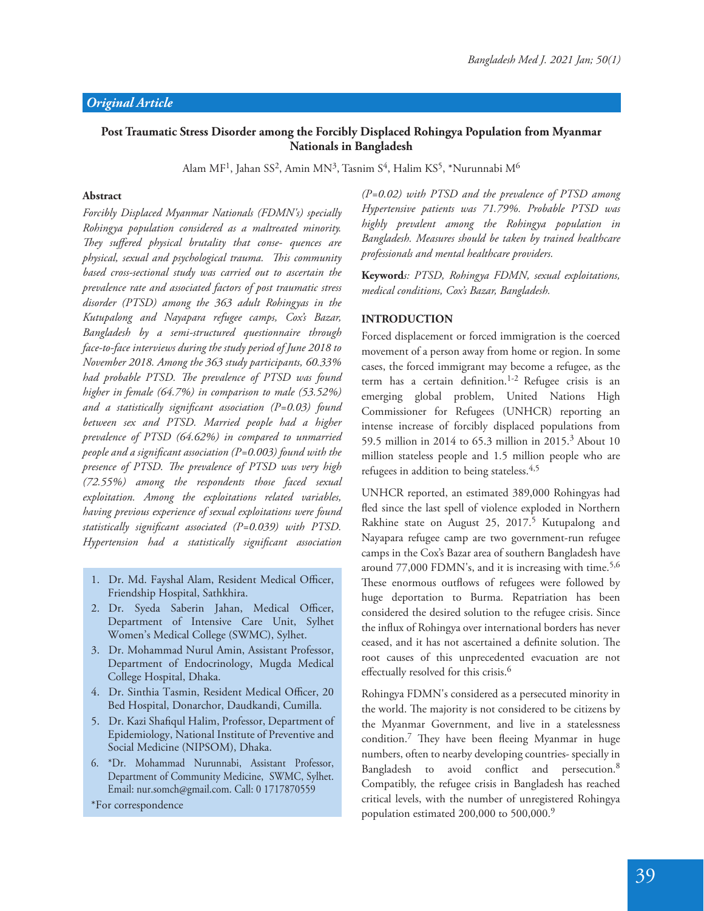*Original Article*

# Post Traumatic Stress Disorder among the Forcibly Displaced Rohingya Population from Myanmar Nationals in Bangladesh

Alam MF[1], Jahan SS[2], Amin MN[3], Tasnim S[4], Halim KS[5], *Nurunnabi M[6]

## Abstract

*Forcibly Displaced Myanmar Nationals (FDMN's) specially Rohingya population considered as a maltreated minority. They suffered physical brutality that conse- quences are physical, sexual and psychological trauma. This community based cross-sectional study was carried out to ascertain the prevalence rate and associated factors of post traumatic stress disorder (PTSD) among the 363 adult Rohingyas in the Kutupalong and Nayapara refugee camps, Cox's Bazar, Bangladesh by a semi-structured questionnaire through face-to-face interviews during the study period of June 2018 to November 2018. Among the 363 study participants, 60.33% had probable PTSD. The prevalence of PTSD was found higher in female (64.7%) in comparison to male (53.52%) and a statistically significant association (P=0.03) found between sex and PTSD. Married people had a higher prevalence of PTSD (64.62%) in compared to unmarried people and a significant association (P=0.003) found with the presence of PTSD. The prevalence of PTSD was very high (72.55%) among the respondents those faced sexual exploitation. Among the exploitations related variables, having previous experience of sexual exploitations were found statistically significant associated (P=0.039) with PTSD. Hypertension had a statistically significant association (P=0.02) with PTSD and the prevalence of PTSD among Hypertensive patients was 71.79%. Probable PTSD was highly prevalent among the Rohingya population in Bangladesh. Measures should be taken by trained healthcare professionals and mental healthcare providers.*

**Keywords**: *PTSD, Rohingya FDMN, sexual exploitations, medical conditions, Cox's Bazar, Bangladesh.*

1. Dr. Md. Fayshal Alam, Resident Medical Officer, Friendship Hospital, Sathkhira.
2. Dr. Syeda Saberin Jahan, Medical Officer, Department of Intensive Care Unit, Sylhet Women's Medical College (SWMC), Sylhet.
3. Dr. Mohammad Nurul Amin, Assistant Professor, Department of Endocrinology, Mugda Medical College Hospital, Dhaka.
4. Dr. Sinthia Tasmin, Resident Medical Officer, 20 Bed Hospital, Donarchor, Daudkandi, Cumilla.
5. Dr. Kazi Shafiqul Halim, Professor, Department of Epidemiology, National Institute of Preventive and Social Medicine (NIPSOM), Dhaka.
6. *Dr. Mohammad Nurunnabi, Assistant Professor, Department of Community Medicine, SWMC, Sylhet. Email: nur.somch@gmail.com. Call: 0 1717870559

*For correspondence

## INTRODUCTION

Forced displacement or forced immigration is the coerced movement of a person away from home or region. In some cases, the forced immigrant may become a refugee, as the term has a certain definition.[1-2] Refugee crisis is an emerging global problem, United Nations High Commissioner for Refugees (UNHCR) reporting an intense increase of forcibly displaced populations from 59.5 million in 2014 to 65.3 million in 2015.[3] About 10 million stateless people and 1.5 million people who are refugees in addition to being stateless.[4,5]

UNHCR reported, an estimated 389,000 Rohingyas had fled since the last spell of violence exploded in Northern Rakhine state on August 25, 2017.[5] Kutupalong and Nayapara refugee camp are two government-run refugee camps in the Cox's Bazar area of southern Bangladesh have around 77,000 FDMN's, and it is increasing with time.[5,6] These enormous outflows of refugees were followed by huge deportation to Burma. Repatriation has been considered the desired solution to the refugee crisis. Since the influx of Rohingya over international borders has never ceased, and it has not ascertained a definite solution. The root causes of this unprecedented evacuation are not effectually resolved for this crisis.[6]

Rohingya FDMN's considered as a persecuted minority in the world. The majority is not considered to be citizens by the Myanmar Government, and live in a statelessness condition.[7] They have been fleeing Myanmar in huge numbers, often to nearby developing countries- specially in Bangladesh to avoid conflict and persecution.[8] Compatibly, the refugee crisis in Bangladesh has reached critical levels, with the number of unregistered Rohingya population estimated 200,000 to 500,000.[9]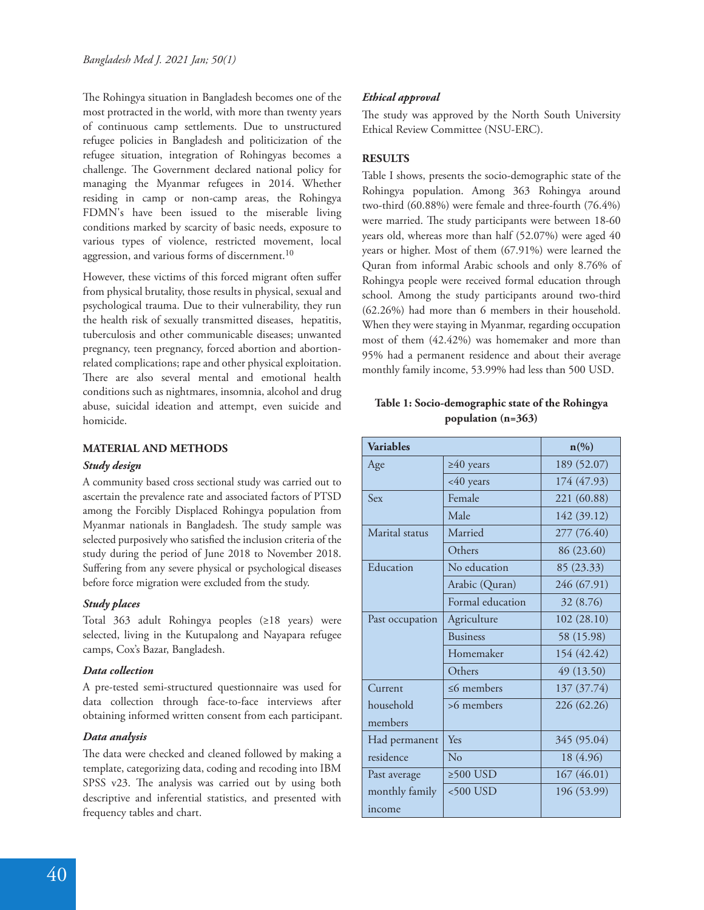The Rohingya situation in Bangladesh becomes one of the most protracted in the world, with more than twenty years of continuous camp settlements. Due to unstructured refugee policies in Bangladesh and politicization of the refugee situation, integration of Rohingyas becomes a challenge. The Government declared national policy for managing the Myanmar refugees in 2014. Whether residing in camp or non-camp areas, the Rohingya FDMN's have been issued to the miserable living conditions marked by scarcity of basic needs, exposure to various types of violence, restricted movement, local aggression, and various forms of discernment.[10]

However, these victims of this forced migrant often suffer from physical brutality, those results in physical, sexual and psychological trauma. Due to their vulnerability, they run the health risk of sexually transmitted diseases, hepatitis, tuberculosis and other communicable diseases; unwanted pregnancy, teen pregnancy, forced abortion and abortion-related complications; rape and other physical exploitation. There are also several mental and emotional health conditions such as nightmares, insomnia, alcohol and drug abuse, suicidal ideation and attempt, even suicide and homicide.

## MATERIAL AND METHODS

### *Study design*

A community based cross sectional study was carried out to ascertain the prevalence rate and associated factors of PTSD among the Forcibly Displaced Rohingya population from Myanmar nationals in Bangladesh. The study sample was selected purposively who satisfied the inclusion criteria of the study during the period of June 2018 to November 2018. Suffering from any severe physical or psychological diseases before force migration were excluded from the study.

### *Study places*

Total 363 adult Rohingya peoples (≥18 years) were selected, living in the Kutupalong and Nayapara refugee camps, Cox's Bazar, Bangladesh.

### *Data collection*

A pre-tested semi-structured questionnaire was used for data collection through face-to-face interviews after obtaining informed written consent from each participant.

### *Data analysis*

The data were checked and cleaned followed by making a template, categorizing data, coding and recoding into IBM SPSS v23. The analysis was carried out by using both descriptive and inferential statistics, and presented with frequency tables and chart.

### *Ethical approval*

The study was approved by the North South University Ethical Review Committee (NSU-ERC).

## RESULTS

Table I shows, presents the socio-demographic state of the Rohingya population. Among 363 Rohingya around two-third (60.88%) were female and three-fourth (76.4%) were married. The study participants were between 18-60 years old, whereas more than half (52.07%) were aged 40 years or higher. Most of them (67.91%) were learned the Quran from informal Arabic schools and only 8.76% of Rohingya people were received formal education through school. Among the study participants around two-third (62.26%) had more than 6 members in their household. When they were staying in Myanmar, regarding occupation most of them (42.42%) was homemaker and more than 95% had a permanent residence and about their average monthly family income, 53.99% had less than 500 USD.

**Table 1: Socio-demographic state of the Rohingya population (n=363)**

| Variables | | n(%) |
|---|---|---|
| Age | ≥40 years | 189 (52.07) |
| | <40 years | 174 (47.93) |
| Sex | Female | 221 (60.88) |
| | Male | 142 (39.12) |
| Marital status | Married | 277 (76.40) |
| | Others | 86 (23.60) |
| Education | No education | 85 (23.33) |
| | Arabic (Quran) | 246 (67.91) |
| | Formal education | 32 (8.76) |
| Past occupation | Agriculture | 102 (28.10) |
| | Business | 58 (15.98) |
| | Homemaker | 154 (42.42) |
| | Others | 49 (13.50) |
| Current household members | ≤6 members | 137 (37.74) |
| | >6 members | 226 (62.26) |
| Had permanent residence | Yes | 345 (95.04) |
| | No | 18 (4.96) |
| Past average monthly family income | ≥500 USD | 167 (46.01) |
| | <500 USD | 196 (53.99) |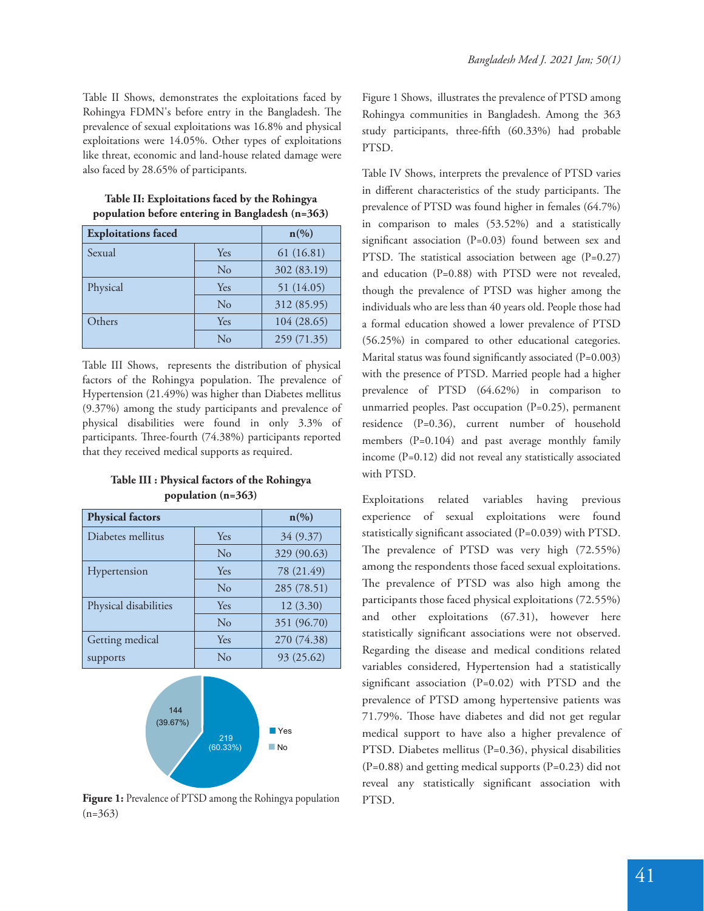Table II Shows, demonstrates the exploitations faced by Rohingya FDMN's before entry in the Bangladesh. The prevalence of sexual exploitations was 16.8% and physical exploitations were 14.05%. Other types of exploitations like threat, economic and land-house related damage were also faced by 28.65% of participants.

**Table II: Exploitations faced by the Rohingya population before entering in Bangladesh (n=363)**

| Exploitations faced | | n(%) |
|---|---|---|
| Sexual | Yes | 61 (16.81) |
| | No | 302 (83.19) |
| Physical | Yes | 51 (14.05) |
| | No | 312 (85.95) |
| Others | Yes | 104 (28.65) |
| | No | 259 (71.35) |

Table III Shows, represents the distribution of physical factors of the Rohingya population. The prevalence of Hypertension (21.49%) was higher than Diabetes mellitus (9.37%) among the study participants and prevalence of physical disabilities were found in only 3.3% of participants. Three-fourth (74.38%) participants reported that they received medical supports as required.

**Table III : Physical factors of the Rohingya population (n=363)**

| Physical factors | | n(%) |
|---|---|---|
| Diabetes mellitus | Yes | 34 (9.37) |
| | No | 329 (90.63) |
| Hypertension | Yes | 78 (21.49) |
| | No | 285 (78.51) |
| Physical disabilities | Yes | 12 (3.30) |
| | No | 351 (96.70) |
| Getting medical supports | Yes | 270 (74.38) |
| | No | 93 (25.62) |

**Figure 1:** Prevalence of PTSD among the Rohingya population (n=363)

Figure 1 Shows, illustrates the prevalence of PTSD among Rohingya communities in Bangladesh. Among the 363 study participants, three-fifth (60.33%) had probable PTSD.

Table IV Shows, interprets the prevalence of PTSD varies in different characteristics of the study participants. The prevalence of PTSD was found higher in females (64.7%) in comparison to males (53.52%) and a statistically significant association (P=0.03) found between sex and PTSD. The statistical association between age (P=0.27) and education (P=0.88) with PTSD were not revealed, though the prevalence of PTSD was higher among the individuals who are less than 40 years old. People those had a formal education showed a lower prevalence of PTSD (56.25%) in compared to other educational categories. Marital status was found significantly associated (P=0.003) with the presence of PTSD. Married people had a higher prevalence of PTSD (64.62%) in comparison to unmarried peoples. Past occupation (P=0.25), permanent residence (P=0.36), current number of household members (P=0.104) and past average monthly family income (P=0.12) did not reveal any statistically associated with PTSD.

Exploitations related variables having previous experience of sexual exploitations were found statistically significant associated (P=0.039) with PTSD. The prevalence of PTSD was very high (72.55%) among the respondents those faced sexual exploitations. The prevalence of PTSD was also high among the participants those faced physical exploitations (72.55%) and other exploitations (67.31), however here statistically significant associations were not observed. Regarding the disease and medical conditions related variables considered, Hypertension had a statistically significant association (P=0.02) with PTSD and the prevalence of PTSD among hypertensive patients was 71.79%. Those have diabetes and did not get regular medical support to have also a higher prevalence of PTSD. Diabetes mellitus (P=0.36), physical disabilities (P=0.88) and getting medical supports (P=0.23) did not reveal any statistically significant association with PTSD.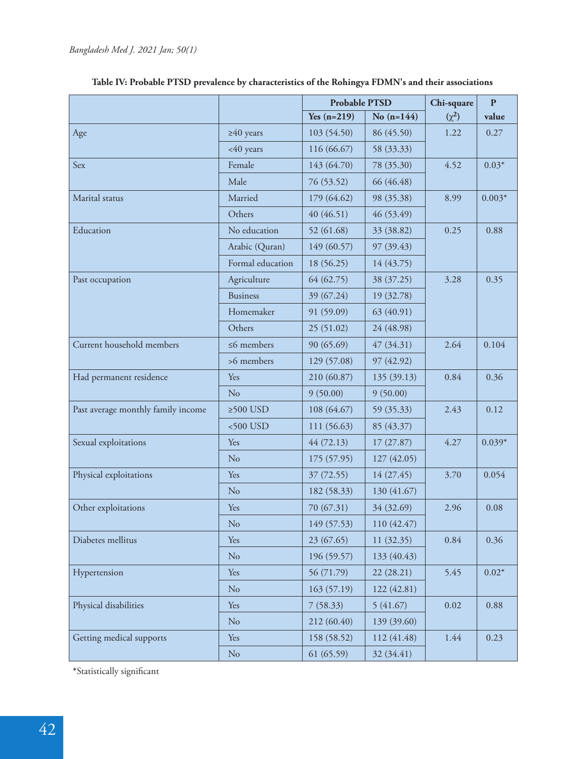**Table IV: Probable PTSD prevalence by characteristics of the Rohingya FDMN's and their associations**

| | | Probable PTSD | | Chi-square | P |
|---|---|---|---|---|---|
| | | Yes (n=219) | No (n=144) | ($\chi^2$) | value |
| Age | ≥40 years | 103 (54.50) | 86 (45.50) | 1.22 | 0.27 |
| | <40 years | 116 (66.67) | 58 (33.33) | | |
| Sex | Female | 143 (64.70) | 78 (35.30) | 4.52 | 0.03* |
| | Male | 76 (53.52) | 66 (46.48) | | |
| Marital status | Married | 179 (64.62) | 98 (35.38) | 8.99 | 0.003* |
| | Others | 40 (46.51) | 46 (53.49) | | |
| Education | No education | 52 (61.68) | 33 (38.82) | 0.25 | 0.88 |
| | Arabic (Quran) | 149 (60.57) | 97 (39.43) | | |
| | Formal education | 18 (56.25) | 14 (43.75) | | |
| Past occupation | Agriculture | 64 (62.75) | 38 (37.25) | 3.28 | 0.35 |
| | Business | 39 (67.24) | 19 (32.78) | | |
| | Homemaker | 91 (59.09) | 63 (40.91) | | |
| | Others | 25 (51.02) | 24 (48.98) | | |
| Current household members | ≤6 members | 90 (65.69) | 47 (34.31) | 2.64 | 0.104 |
| | >6 members | 129 (57.08) | 97 (42.92) | | |
| Had permanent residence | Yes | 210 (60.87) | 135 (39.13) | 0.84 | 0.36 |
| | No | 9 (50.00) | 9 (50.00) | | |
| Past average monthly family income | ≥500 USD | 108 (64.67) | 59 (35.33) | 2.43 | 0.12 |
| | <500 USD | 111 (56.63) | 85 (43.37) | | |
| Sexual exploitations | Yes | 44 (72.13) | 17 (27.87) | 4.27 | 0.039* |
| | No | 175 (57.95) | 127 (42.05) | | |
| Physical exploitations | Yes | 37 (72.55) | 14 (27.45) | 3.70 | 0.054 |
| | No | 182 (58.33) | 130 (41.67) | | |
| Other exploitations | Yes | 70 (67.31) | 34 (32.69) | 2.96 | 0.08 |
| | No | 149 (57.53) | 110 (42.47) | | |
| Diabetes mellitus | Yes | 23 (67.65) | 11 (32.35) | 0.84 | 0.36 |
| | No | 196 (59.57) | 133 (40.43) | | |
| Hypertension | Yes | 56 (71.79) | 22 (28.21) | 5.45 | 0.02* |
| | No | 163 (57.19) | 122 (42.81) | | |
| Physical disabilities | Yes | 7 (58.33) | 5 (41.67) | 0.02 | 0.88 |
| | No | 212 (60.40) | 139 (39.60) | | |
| Getting medical supports | Yes | 158 (58.52) | 112 (41.48) | 1.44 | 0.23 |
| | No | 61 (65.59) | 32 (34.41) | | |

*Statistically significant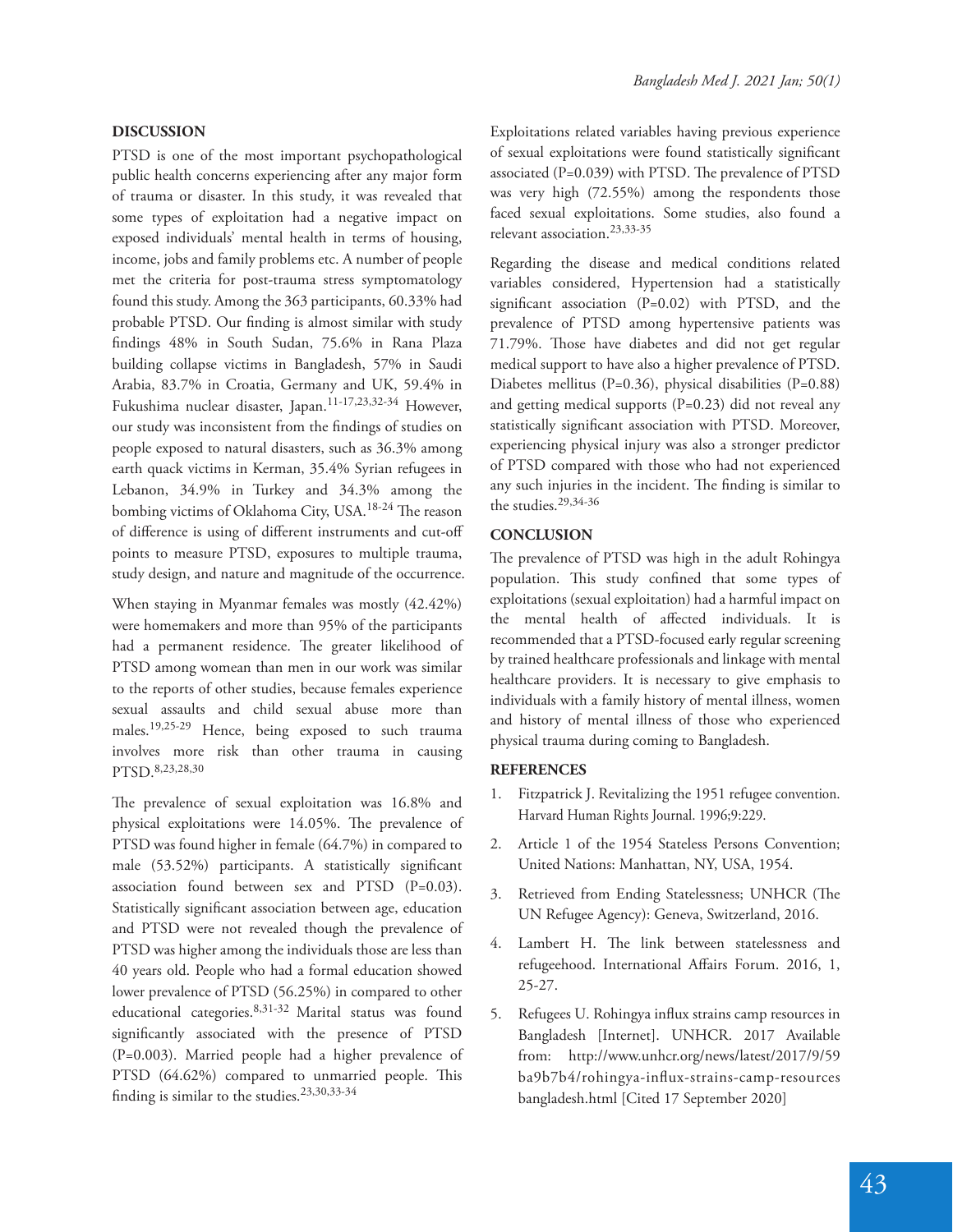## DISCUSSION

PTSD is one of the most important psychopathological public health concerns experiencing after any major form of trauma or disaster. In this study, it was revealed that some types of exploitation had a negative impact on exposed individuals' mental health in terms of housing, income, jobs and family problems etc. A number of people met the criteria for post-trauma stress symptomatology found this study. Among the 363 participants, 60.33% had probable PTSD. Our finding is almost similar with study findings 48% in South Sudan, 75.6% in Rana Plaza building collapse victims in Bangladesh, 57% in Saudi Arabia, 83.7% in Croatia, Germany and UK, 59.4% in Fukushima nuclear disaster, Japan.[11-17,23,32-34] However, our study was inconsistent from the findings of studies on people exposed to natural disasters, such as 36.3% among earth quack victims in Kerman, 35.4% Syrian refugees in Lebanon, 34.9% in Turkey and 34.3% among the bombing victims of Oklahoma City, USA.[18-24] The reason of difference is using of different instruments and cut-off points to measure PTSD, exposures to multiple trauma, study design, and nature and magnitude of the occurrence.

When staying in Myanmar females was mostly (42.42%) were homemakers and more than 95% of the participants had a permanent residence. The greater likelihood of PTSD among womean than men in our work was similar to the reports of other studies, because females experience sexual assaults and child sexual abuse more than males.[19,25-29] Hence, being exposed to such trauma involves more risk than other trauma in causing PTSD.[8,23,28,30]

The prevalence of sexual exploitation was 16.8% and physical exploitations were 14.05%. The prevalence of PTSD was found higher in female (64.7%) in compared to male (53.52%) participants. A statistically significant association found between sex and PTSD (P=0.03). Statistically significant association between age, education and PTSD were not revealed though the prevalence of PTSD was higher among the individuals those are less than 40 years old. People who had a formal education showed lower prevalence of PTSD (56.25%) in compared to other educational categories.[8,31-32] Marital status was found significantly associated with the presence of PTSD (P=0.003). Married people had a higher prevalence of PTSD (64.62%) compared to unmarried people. This finding is similar to the studies.[23,30,33-34]

Exploitations related variables having previous experience of sexual exploitations were found statistically significant associated (P=0.039) with PTSD. The prevalence of PTSD was very high (72.55%) among the respondents those faced sexual exploitations. Some studies, also found a relevant association.[23,33-35]

Regarding the disease and medical conditions related variables considered, Hypertension had a statistically significant association (P=0.02) with PTSD, and the prevalence of PTSD among hypertensive patients was 71.79%. Those have diabetes and did not get regular medical support to have also a higher prevalence of PTSD. Diabetes mellitus (P=0.36), physical disabilities (P=0.88) and getting medical supports (P=0.23) did not reveal any statistically significant association with PTSD. Moreover, experiencing physical injury was also a stronger predictor of PTSD compared with those who had not experienced any such injuries in the incident. The finding is similar to the studies.[29,34-36]

## CONCLUSION

The prevalence of PTSD was high in the adult Rohingya population. This study confined that some types of exploitations (sexual exploitation) had a harmful impact on the mental health of affected individuals. It is recommended that a PTSD-focused early regular screening by trained healthcare professionals and linkage with mental healthcare providers. It is necessary to give emphasis to individuals with a family history of mental illness, women and history of mental illness of those who experienced physical trauma during coming to Bangladesh.

## REFERENCES

1. Fitzpatrick J. Revitalizing the 1951 refugee convention. Harvard Human Rights Journal. 1996;9:229.
2. Article 1 of the 1954 Stateless Persons Convention; United Nations: Manhattan, NY, USA, 1954.
3. Retrieved from Ending Statelessness; UNHCR (The UN Refugee Agency): Geneva, Switzerland, 2016.
4. Lambert H. The link between statelessness and refugeehood. International Affairs Forum. 2016, 1, 25-27.
5. Refugees U. Rohingya influx strains camp resources in Bangladesh [Internet]. UNHCR. 2017 Available from: http://www.unhcr.org/news/latest/2017/9/59ba9b7b4/rohingya-influx-strains-camp-resources bangladesh.html [Cited 17 September 2020]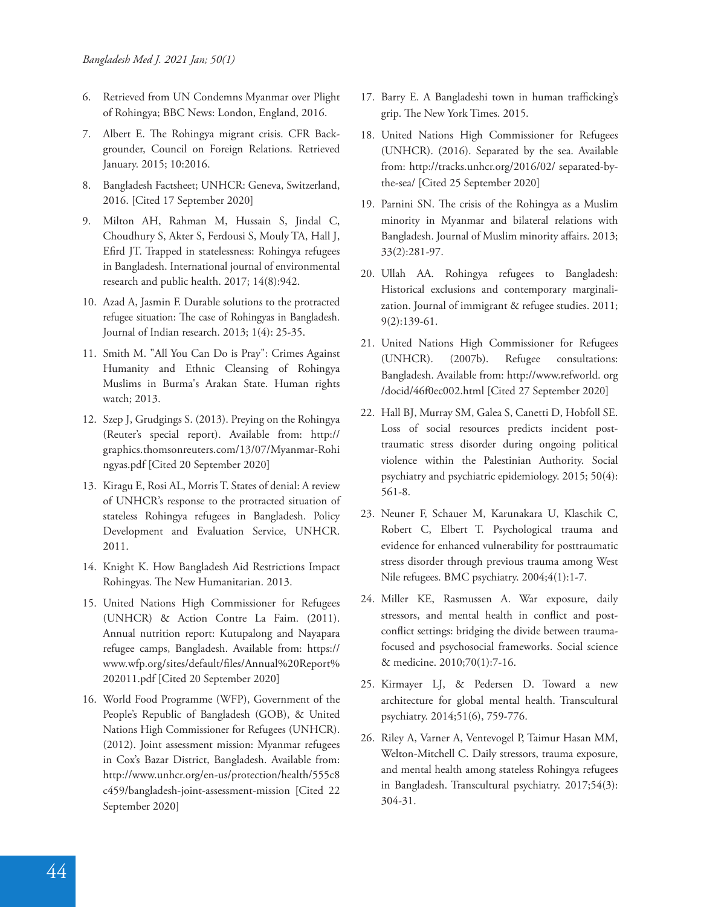6. Retrieved from UN Condemns Myanmar over Plight of Rohingya; BBC News: London, England, 2016.
7. Albert E. The Rohingya migrant crisis. CFR Backgrounder, Council on Foreign Relations. Retrieved January. 2015; 10:2016.
8. Bangladesh Factsheet; UNHCR: Geneva, Switzerland, 2016. [Cited 17 September 2020]
9. Milton AH, Rahman M, Hussain S, Jindal C, Choudhury S, Akter S, Ferdousi S, Mouly TA, Hall J, Efird JT. Trapped in statelessness: Rohingya refugees in Bangladesh. International journal of environmental research and public health. 2017; 14(8):942.
10. Azad A, Jasmin F. Durable solutions to the protracted refugee situation: The case of Rohingyas in Bangladesh. Journal of Indian research. 2013; 1(4): 25-35.
11. Smith M. "All You Can Do is Pray": Crimes Against Humanity and Ethnic Cleansing of Rohingya Muslims in Burma's Arakan State. Human rights watch; 2013.
12. Szep J, Grudgings S. (2013). Preying on the Rohingya (Reuter's special report). Available from: http://graphics.thomsonreuters.com/13/07/Myanmar-Rohingyas.pdf [Cited 20 September 2020]
13. Kiragu E, Rosi AL, Morris T. States of denial: A review of UNHCR's response to the protracted situation of stateless Rohingya refugees in Bangladesh. Policy Development and Evaluation Service, UNHCR. 2011.
14. Knight K. How Bangladesh Aid Restrictions Impact Rohingyas. The New Humanitarian. 2013.
15. United Nations High Commissioner for Refugees (UNHCR) & Action Contre La Faim. (2011). Annual nutrition report: Kutupalong and Nayapara refugee camps, Bangladesh. Available from: https://www.wfp.org/sites/default/files/Annual%20Report%202011.pdf [Cited 20 September 2020]
16. World Food Programme (WFP), Government of the People's Republic of Bangladesh (GOB), & United Nations High Commissioner for Refugees (UNHCR). (2012). Joint assessment mission: Myanmar refugees in Cox's Bazar District, Bangladesh. Available from: http://www.unhcr.org/en-us/protection/health/555c8c459/bangladesh-joint-assessment-mission [Cited 22 September 2020]
17. Barry E. A Bangladeshi town in human trafficking's grip. The New York Times. 2015.
18. United Nations High Commissioner for Refugees (UNHCR). (2016). Separated by the sea. Available from: http://tracks.unhcr.org/2016/02/ separated-by-the-sea/ [Cited 25 September 2020]
19. Parnini SN. The crisis of the Rohingya as a Muslim minority in Myanmar and bilateral relations with Bangladesh. Journal of Muslim minority affairs. 2013; 33(2):281-97.
20. Ullah AA. Rohingya refugees to Bangladesh: Historical exclusions and contemporary marginalization. Journal of immigrant & refugee studies. 2011; 9(2):139-61.
21. United Nations High Commissioner for Refugees (UNHCR). (2007b). Refugee consultations: Bangladesh. Available from: http://www.refworld.org/docid/46f0ec002.html [Cited 27 September 2020]
22. Hall BJ, Murray SM, Galea S, Canetti D, Hobfoll SE. Loss of social resources predicts incident posttraumatic stress disorder during ongoing political violence within the Palestinian Authority. Social psychiatry and psychiatric epidemiology. 2015; 50(4): 561-8.
23. Neuner F, Schauer M, Karunakara U, Klaschik C, Robert C, Elbert T. Psychological trauma and evidence for enhanced vulnerability for posttraumatic stress disorder through previous trauma among West Nile refugees. BMC psychiatry. 2004;4(1):1-7.
24. Miller KE, Rasmussen A. War exposure, daily stressors, and mental health in conflict and post-conflict settings: bridging the divide between trauma-focused and psychosocial frameworks. Social science & medicine. 2010;70(1):7-16.
25. Kirmayer LJ, & Pedersen D. Toward a new architecture for global mental health. Transcultural psychiatry. 2014;51(6), 759-776.
26. Riley A, Varner A, Ventevogel P, Taimur Hasan MM, Welton-Mitchell C. Daily stressors, trauma exposure, and mental health among stateless Rohingya refugees in Bangladesh. Transcultural psychiatry. 2017;54(3): 304-31.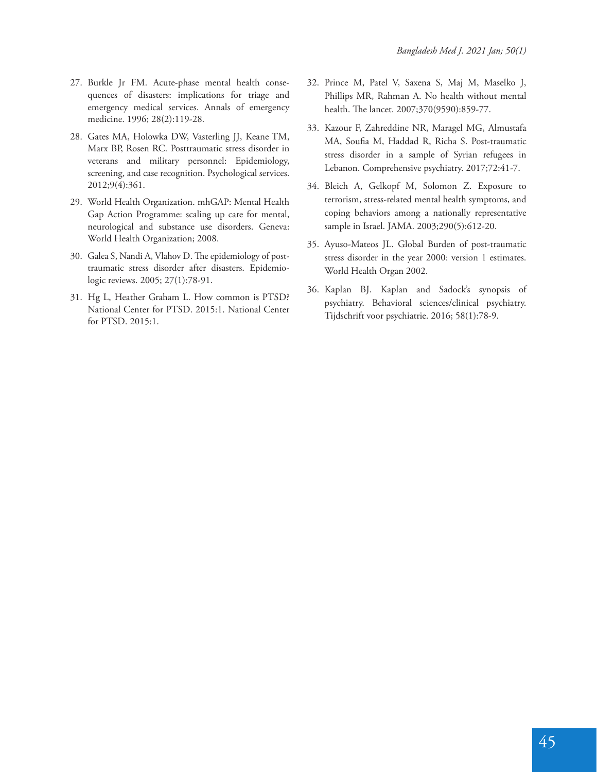27. Burkle Jr FM. Acute-phase mental health consequences of disasters: implications for triage and emergency medical services. Annals of emergency medicine. 1996; 28(2):119-28.
28. Gates MA, Holowka DW, Vasterling JJ, Keane TM, Marx BP, Rosen RC. Posttraumatic stress disorder in veterans and military personnel: Epidemiology, screening, and case recognition. Psychological services. 2012;9(4):361.
29. World Health Organization. mhGAP: Mental Health Gap Action Programme: scaling up care for mental, neurological and substance use disorders. Geneva: World Health Organization; 2008.
30. Galea S, Nandi A, Vlahov D. The epidemiology of post-traumatic stress disorder after disasters. Epidemiologic reviews. 2005; 27(1):78-91.
31. Hg L, Heather Graham L. How common is PTSD? National Center for PTSD. 2015:1. National Center for PTSD. 2015:1.
32. Prince M, Patel V, Saxena S, Maj M, Maselko J, Phillips MR, Rahman A. No health without mental health. The lancet. 2007;370(9590):859-77.
33. Kazour F, Zahreddine NR, Maragel MG, Almustafa MA, Soufia M, Haddad R, Richa S. Post-traumatic stress disorder in a sample of Syrian refugees in Lebanon. Comprehensive psychiatry. 2017;72:41-7.
34. Bleich A, Gelkopf M, Solomon Z. Exposure to terrorism, stress-related mental health symptoms, and coping behaviors among a nationally representative sample in Israel. JAMA. 2003;290(5):612-20.
35. Ayuso-Mateos JL. Global Burden of post-traumatic stress disorder in the year 2000: version 1 estimates. World Health Organ 2002.
36. Kaplan BJ. Kaplan and Sadock's synopsis of psychiatry. Behavioral sciences/clinical psychiatry. Tijdschrift voor psychiatrie. 2016; 58(1):78-9.